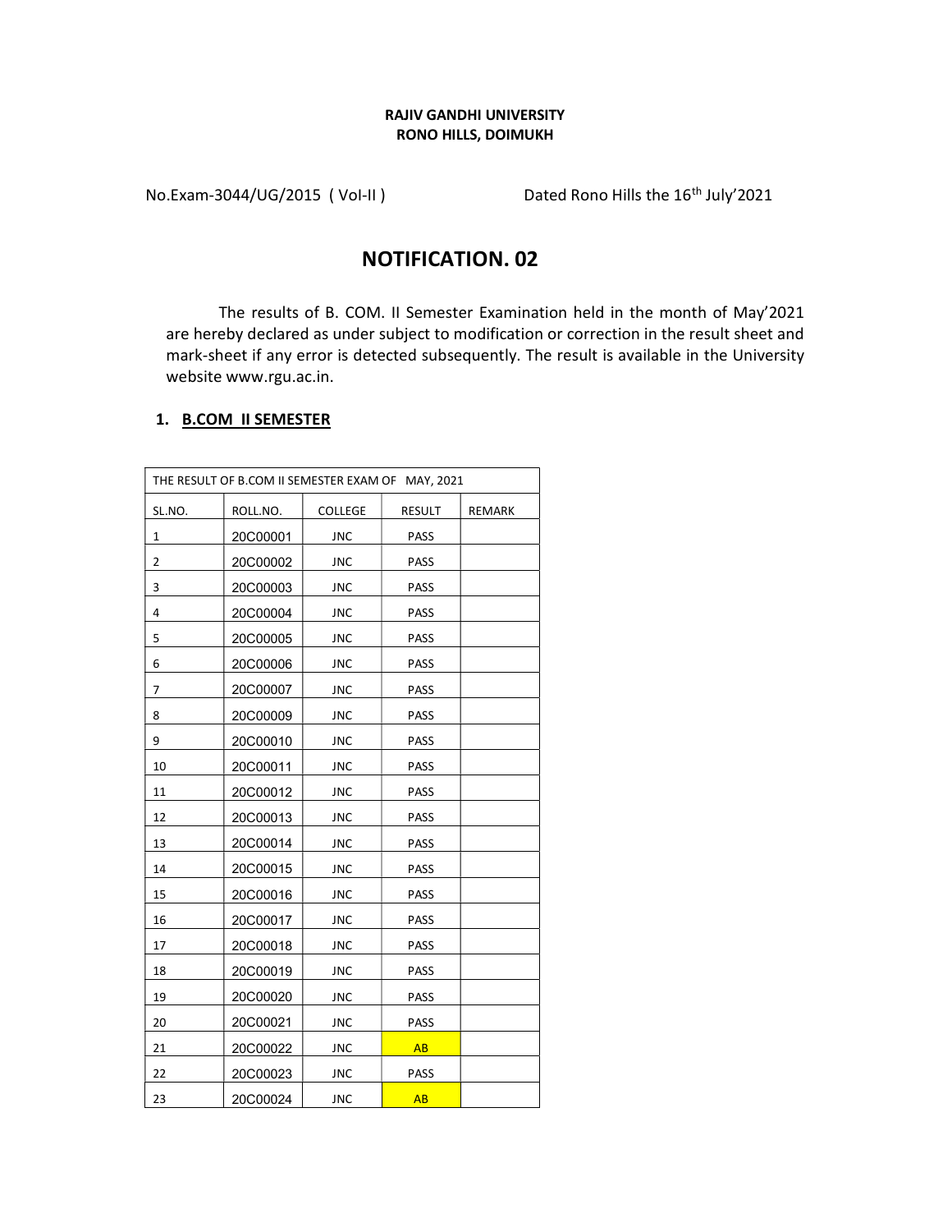**RAJIV GANDHI UNIVERSITY**
**RONO HILLS, DOIMUKH**

No.Exam-3044/UG/2015 ( Vol-II ) Dated Rono Hills the 16th July'2021

# NOTIFICATION. 02

The results of B. COM. II Semester Examination held in the month of May'2021 are hereby declared as under subject to modification or correction in the result sheet and mark-sheet if any error is detected subsequently. The result is available in the University website www.rgu.ac.in.

## 1. B.COM II SEMESTER

| THE RESULT OF B.COM II SEMESTER EXAM OF MAY, 2021 | | | | |
|---|---|---|---|---|
| SL.NO. | ROLL.NO. | COLLEGE | RESULT | REMARK |
| 1 | 20C00001 | JNC | PASS | |
| 2 | 20C00002 | JNC | PASS | |
| 3 | 20C00003 | JNC | PASS | |
| 4 | 20C00004 | JNC | PASS | |
| 5 | 20C00005 | JNC | PASS | |
| 6 | 20C00006 | JNC | PASS | |
| 7 | 20C00007 | JNC | PASS | |
| 8 | 20C00009 | JNC | PASS | |
| 9 | 20C00010 | JNC | PASS | |
| 10 | 20C00011 | JNC | PASS | |
| 11 | 20C00012 | JNC | PASS | |
| 12 | 20C00013 | JNC | PASS | |
| 13 | 20C00014 | JNC | PASS | |
| 14 | 20C00015 | JNC | PASS | |
| 15 | 20C00016 | JNC | PASS | |
| 16 | 20C00017 | JNC | PASS | |
| 17 | 20C00018 | JNC | PASS | |
| 18 | 20C00019 | JNC | PASS | |
| 19 | 20C00020 | JNC | PASS | |
| 20 | 20C00021 | JNC | PASS | |
| 21 | 20C00022 | JNC | AB | |
| 22 | 20C00023 | JNC | PASS | |
| 23 | 20C00024 | JNC | AB | |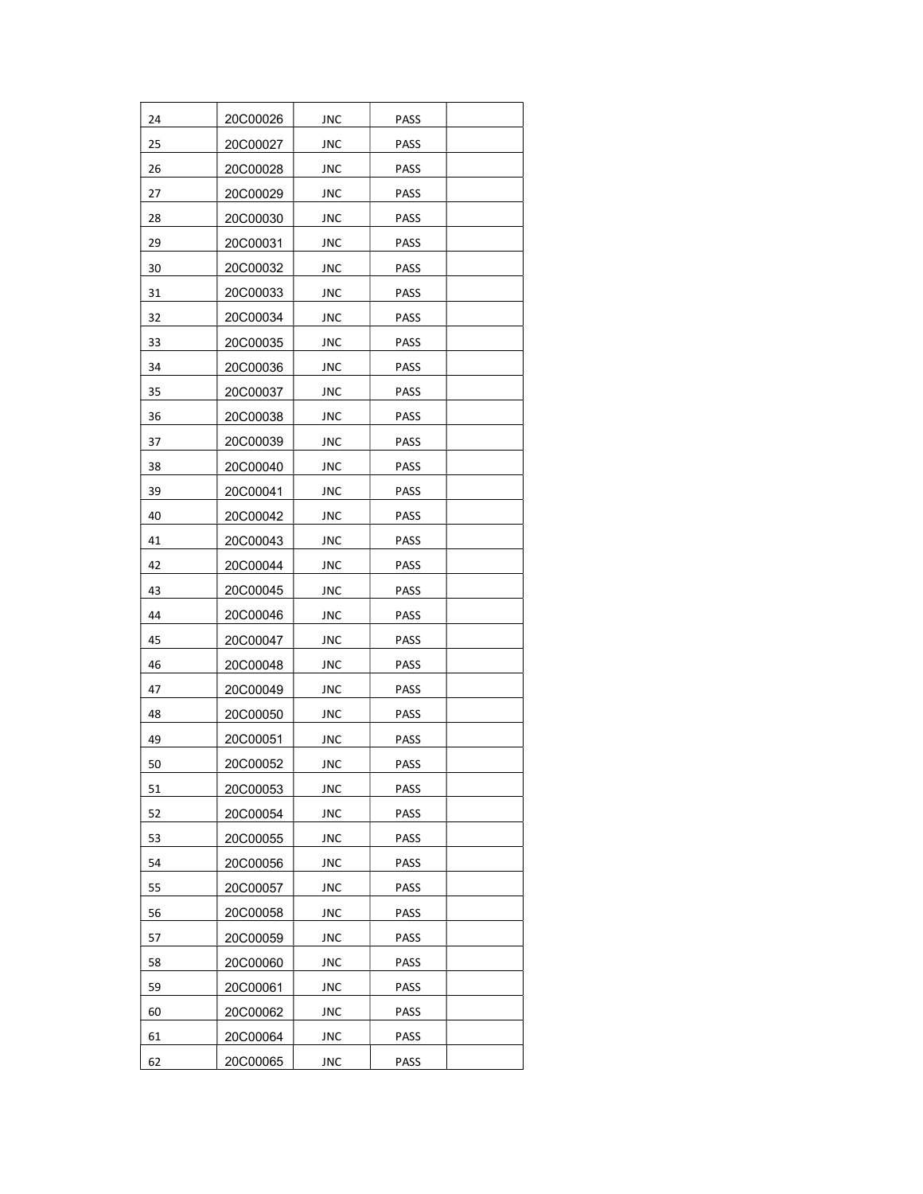| 24 | 20C00026 | JNC | PASS | |
|---|---|---|---|---|
| 25 | 20C00027 | JNC | PASS | |
| 26 | 20C00028 | JNC | PASS | |
| 27 | 20C00029 | JNC | PASS | |
| 28 | 20C00030 | JNC | PASS | |
| 29 | 20C00031 | JNC | PASS | |
| 30 | 20C00032 | JNC | PASS | |
| 31 | 20C00033 | JNC | PASS | |
| 32 | 20C00034 | JNC | PASS | |
| 33 | 20C00035 | JNC | PASS | |
| 34 | 20C00036 | JNC | PASS | |
| 35 | 20C00037 | JNC | PASS | |
| 36 | 20C00038 | JNC | PASS | |
| 37 | 20C00039 | JNC | PASS | |
| 38 | 20C00040 | JNC | PASS | |
| 39 | 20C00041 | JNC | PASS | |
| 40 | 20C00042 | JNC | PASS | |
| 41 | 20C00043 | JNC | PASS | |
| 42 | 20C00044 | JNC | PASS | |
| 43 | 20C00045 | JNC | PASS | |
| 44 | 20C00046 | JNC | PASS | |
| 45 | 20C00047 | JNC | PASS | |
| 46 | 20C00048 | JNC | PASS | |
| 47 | 20C00049 | JNC | PASS | |
| 48 | 20C00050 | JNC | PASS | |
| 49 | 20C00051 | JNC | PASS | |
| 50 | 20C00052 | JNC | PASS | |
| 51 | 20C00053 | JNC | PASS | |
| 52 | 20C00054 | JNC | PASS | |
| 53 | 20C00055 | JNC | PASS | |
| 54 | 20C00056 | JNC | PASS | |
| 55 | 20C00057 | JNC | PASS | |
| 56 | 20C00058 | JNC | PASS | |
| 57 | 20C00059 | JNC | PASS | |
| 58 | 20C00060 | JNC | PASS | |
| 59 | 20C00061 | JNC | PASS | |
| 60 | 20C00062 | JNC | PASS | |
| 61 | 20C00064 | JNC | PASS | |
| 62 | 20C00065 | JNC | PASS | |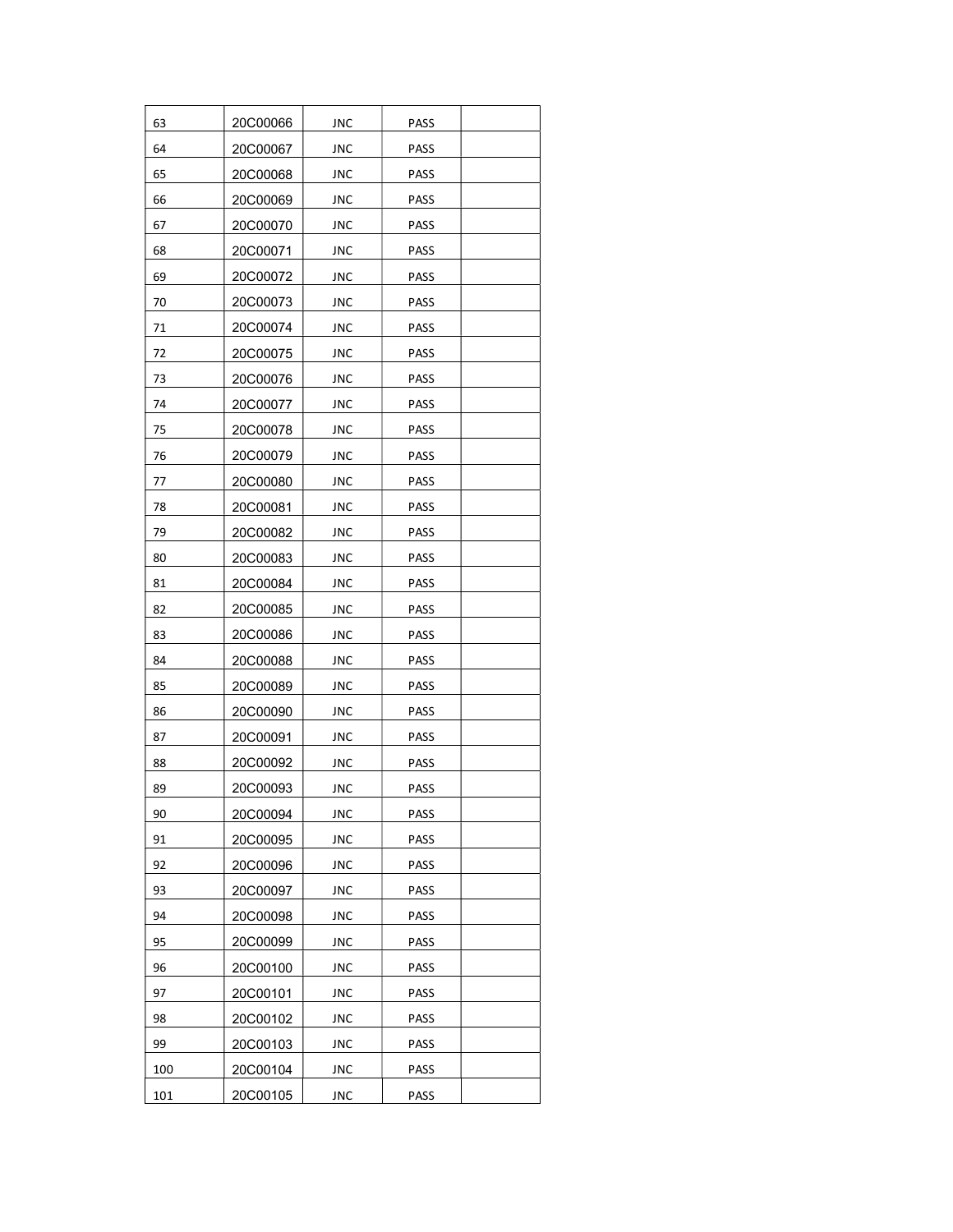| | | | | |
|---|---|---|---|---|
| 63 | 20C00066 | JNC | PASS | |
| 64 | 20C00067 | JNC | PASS | |
| 65 | 20C00068 | JNC | PASS | |
| 66 | 20C00069 | JNC | PASS | |
| 67 | 20C00070 | JNC | PASS | |
| 68 | 20C00071 | JNC | PASS | |
| 69 | 20C00072 | JNC | PASS | |
| 70 | 20C00073 | JNC | PASS | |
| 71 | 20C00074 | JNC | PASS | |
| 72 | 20C00075 | JNC | PASS | |
| 73 | 20C00076 | JNC | PASS | |
| 74 | 20C00077 | JNC | PASS | |
| 75 | 20C00078 | JNC | PASS | |
| 76 | 20C00079 | JNC | PASS | |
| 77 | 20C00080 | JNC | PASS | |
| 78 | 20C00081 | JNC | PASS | |
| 79 | 20C00082 | JNC | PASS | |
| 80 | 20C00083 | JNC | PASS | |
| 81 | 20C00084 | JNC | PASS | |
| 82 | 20C00085 | JNC | PASS | |
| 83 | 20C00086 | JNC | PASS | |
| 84 | 20C00088 | JNC | PASS | |
| 85 | 20C00089 | JNC | PASS | |
| 86 | 20C00090 | JNC | PASS | |
| 87 | 20C00091 | JNC | PASS | |
| 88 | 20C00092 | JNC | PASS | |
| 89 | 20C00093 | JNC | PASS | |
| 90 | 20C00094 | JNC | PASS | |
| 91 | 20C00095 | JNC | PASS | |
| 92 | 20C00096 | JNC | PASS | |
| 93 | 20C00097 | JNC | PASS | |
| 94 | 20C00098 | JNC | PASS | |
| 95 | 20C00099 | JNC | PASS | |
| 96 | 20C00100 | JNC | PASS | |
| 97 | 20C00101 | JNC | PASS | |
| 98 | 20C00102 | JNC | PASS | |
| 99 | 20C00103 | JNC | PASS | |
| 100 | 20C00104 | JNC | PASS | |
| 101 | 20C00105 | JNC | PASS | |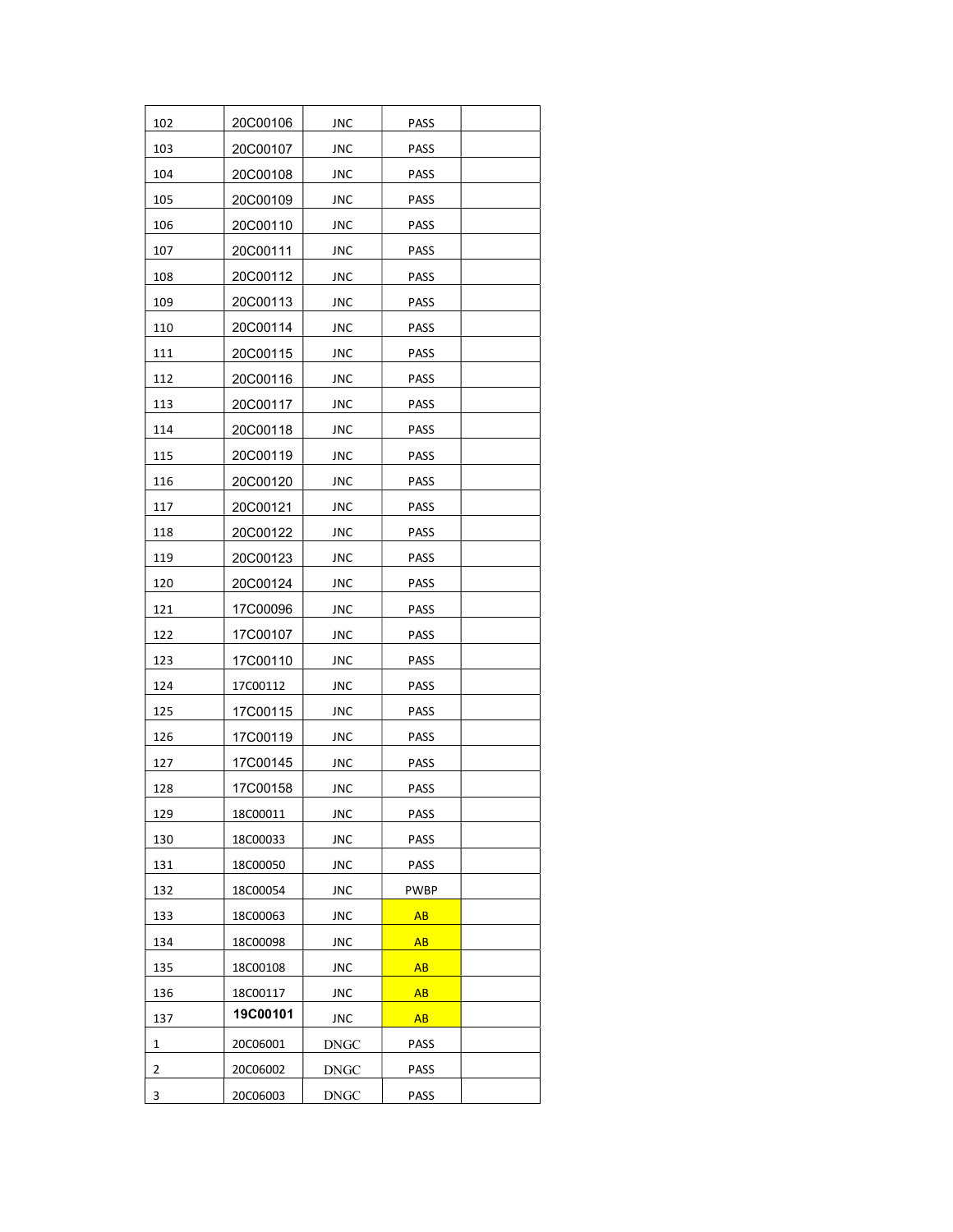| 102 | 20C00106 | JNC | PASS | |
|---|---|---|---|---|
| 103 | 20C00107 | JNC | PASS | |
| 104 | 20C00108 | JNC | PASS | |
| 105 | 20C00109 | JNC | PASS | |
| 106 | 20C00110 | JNC | PASS | |
| 107 | 20C00111 | JNC | PASS | |
| 108 | 20C00112 | JNC | PASS | |
| 109 | 20C00113 | JNC | PASS | |
| 110 | 20C00114 | JNC | PASS | |
| 111 | 20C00115 | JNC | PASS | |
| 112 | 20C00116 | JNC | PASS | |
| 113 | 20C00117 | JNC | PASS | |
| 114 | 20C00118 | JNC | PASS | |
| 115 | 20C00119 | JNC | PASS | |
| 116 | 20C00120 | JNC | PASS | |
| 117 | 20C00121 | JNC | PASS | |
| 118 | 20C00122 | JNC | PASS | |
| 119 | 20C00123 | JNC | PASS | |
| 120 | 20C00124 | JNC | PASS | |
| 121 | 17C00096 | JNC | PASS | |
| 122 | 17C00107 | JNC | PASS | |
| 123 | 17C00110 | JNC | PASS | |
| 124 | 17C00112 | JNC | PASS | |
| 125 | 17C00115 | JNC | PASS | |
| 126 | 17C00119 | JNC | PASS | |
| 127 | 17C00145 | JNC | PASS | |
| 128 | 17C00158 | JNC | PASS | |
| 129 | 18C00011 | JNC | PASS | |
| 130 | 18C00033 | JNC | PASS | |
| 131 | 18C00050 | JNC | PASS | |
| 132 | 18C00054 | JNC | PWBP | |
| 133 | 18C00063 | JNC | AB | |
| 134 | 18C00098 | JNC | AB | |
| 135 | 18C00108 | JNC | AB | |
| 136 | 18C00117 | JNC | AB | |
| 137 | **19C00101** | JNC | AB | |
| 1 | 20C06001 | DNGC | PASS | |
| 2 | 20C06002 | DNGC | PASS | |
| 3 | 20C06003 | DNGC | PASS | |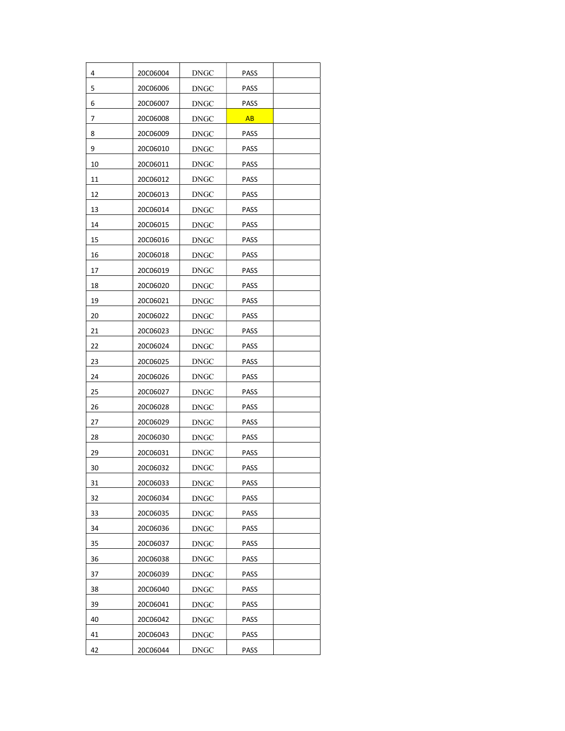| 4 | 20C06004 | DNGC | PASS | |
|---|---|---|---|---|
| 5 | 20C06006 | DNGC | PASS | |
| 6 | 20C06007 | DNGC | PASS | |
| 7 | 20C06008 | DNGC | AB | |
| 8 | 20C06009 | DNGC | PASS | |
| 9 | 20C06010 | DNGC | PASS | |
| 10 | 20C06011 | DNGC | PASS | |
| 11 | 20C06012 | DNGC | PASS | |
| 12 | 20C06013 | DNGC | PASS | |
| 13 | 20C06014 | DNGC | PASS | |
| 14 | 20C06015 | DNGC | PASS | |
| 15 | 20C06016 | DNGC | PASS | |
| 16 | 20C06018 | DNGC | PASS | |
| 17 | 20C06019 | DNGC | PASS | |
| 18 | 20C06020 | DNGC | PASS | |
| 19 | 20C06021 | DNGC | PASS | |
| 20 | 20C06022 | DNGC | PASS | |
| 21 | 20C06023 | DNGC | PASS | |
| 22 | 20C06024 | DNGC | PASS | |
| 23 | 20C06025 | DNGC | PASS | |
| 24 | 20C06026 | DNGC | PASS | |
| 25 | 20C06027 | DNGC | PASS | |
| 26 | 20C06028 | DNGC | PASS | |
| 27 | 20C06029 | DNGC | PASS | |
| 28 | 20C06030 | DNGC | PASS | |
| 29 | 20C06031 | DNGC | PASS | |
| 30 | 20C06032 | DNGC | PASS | |
| 31 | 20C06033 | DNGC | PASS | |
| 32 | 20C06034 | DNGC | PASS | |
| 33 | 20C06035 | DNGC | PASS | |
| 34 | 20C06036 | DNGC | PASS | |
| 35 | 20C06037 | DNGC | PASS | |
| 36 | 20C06038 | DNGC | PASS | |
| 37 | 20C06039 | DNGC | PASS | |
| 38 | 20C06040 | DNGC | PASS | |
| 39 | 20C06041 | DNGC | PASS | |
| 40 | 20C06042 | DNGC | PASS | |
| 41 | 20C06043 | DNGC | PASS | |
| 42 | 20C06044 | DNGC | PASS | |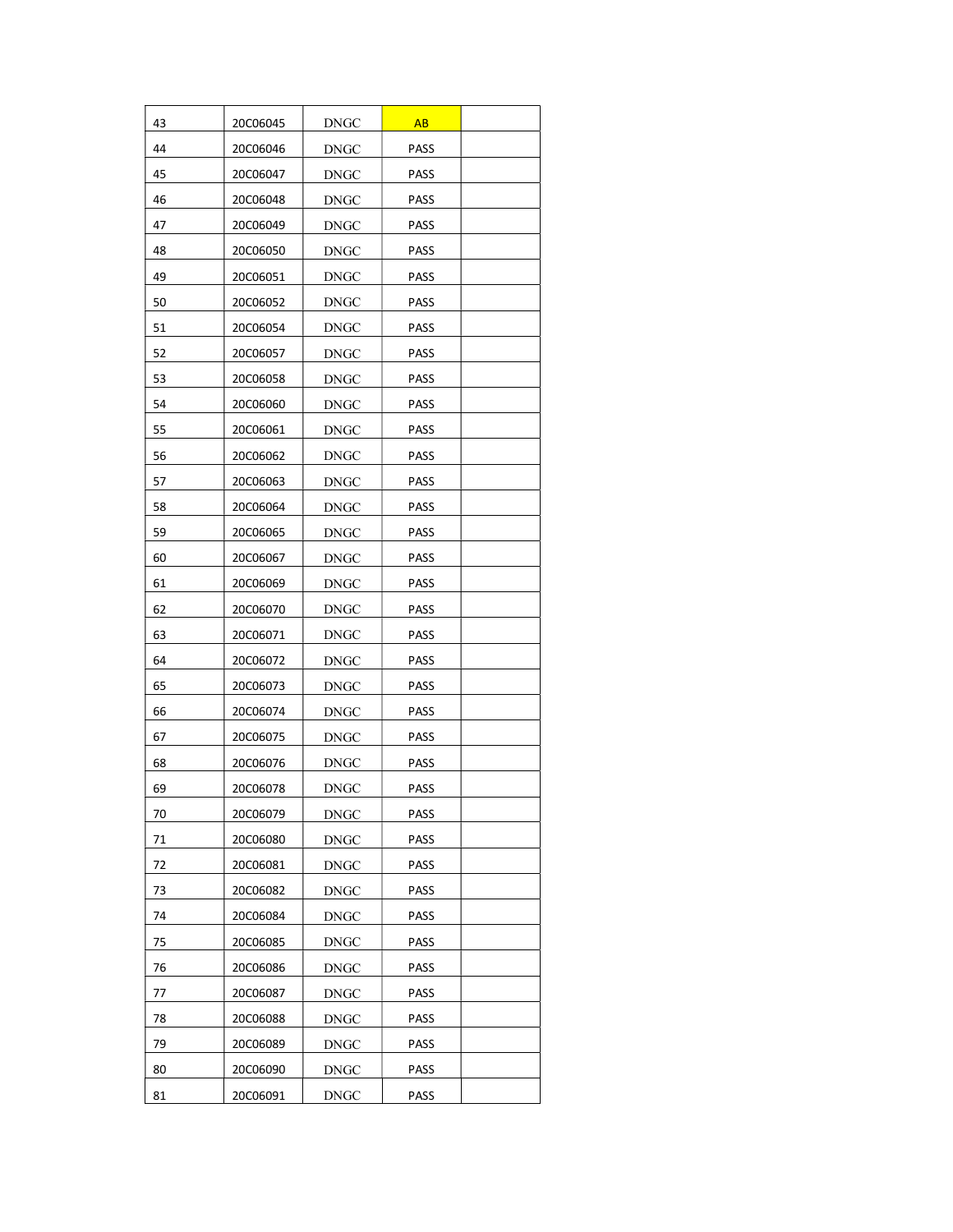| 43 | 20C06045 | DNGC | AB | |
|---|---|---|---|---|
| 44 | 20C06046 | DNGC | PASS | |
| 45 | 20C06047 | DNGC | PASS | |
| 46 | 20C06048 | DNGC | PASS | |
| 47 | 20C06049 | DNGC | PASS | |
| 48 | 20C06050 | DNGC | PASS | |
| 49 | 20C06051 | DNGC | PASS | |
| 50 | 20C06052 | DNGC | PASS | |
| 51 | 20C06054 | DNGC | PASS | |
| 52 | 20C06057 | DNGC | PASS | |
| 53 | 20C06058 | DNGC | PASS | |
| 54 | 20C06060 | DNGC | PASS | |
| 55 | 20C06061 | DNGC | PASS | |
| 56 | 20C06062 | DNGC | PASS | |
| 57 | 20C06063 | DNGC | PASS | |
| 58 | 20C06064 | DNGC | PASS | |
| 59 | 20C06065 | DNGC | PASS | |
| 60 | 20C06067 | DNGC | PASS | |
| 61 | 20C06069 | DNGC | PASS | |
| 62 | 20C06070 | DNGC | PASS | |
| 63 | 20C06071 | DNGC | PASS | |
| 64 | 20C06072 | DNGC | PASS | |
| 65 | 20C06073 | DNGC | PASS | |
| 66 | 20C06074 | DNGC | PASS | |
| 67 | 20C06075 | DNGC | PASS | |
| 68 | 20C06076 | DNGC | PASS | |
| 69 | 20C06078 | DNGC | PASS | |
| 70 | 20C06079 | DNGC | PASS | |
| 71 | 20C06080 | DNGC | PASS | |
| 72 | 20C06081 | DNGC | PASS | |
| 73 | 20C06082 | DNGC | PASS | |
| 74 | 20C06084 | DNGC | PASS | |
| 75 | 20C06085 | DNGC | PASS | |
| 76 | 20C06086 | DNGC | PASS | |
| 77 | 20C06087 | DNGC | PASS | |
| 78 | 20C06088 | DNGC | PASS | |
| 79 | 20C06089 | DNGC | PASS | |
| 80 | 20C06090 | DNGC | PASS | |
| 81 | 20C06091 | DNGC | PASS | |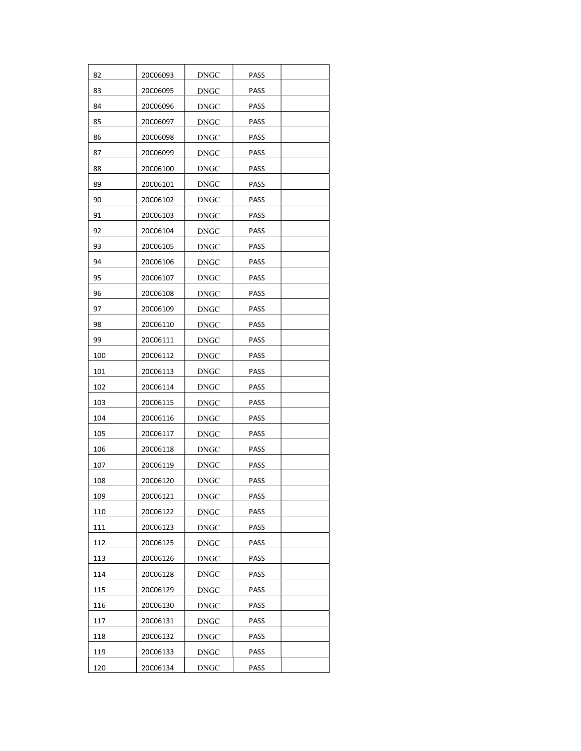| | | | | |
|---|---|---|---|---|
| 82 | 20C06093 | DNGC | PASS | |
| 83 | 20C06095 | DNGC | PASS | |
| 84 | 20C06096 | DNGC | PASS | |
| 85 | 20C06097 | DNGC | PASS | |
| 86 | 20C06098 | DNGC | PASS | |
| 87 | 20C06099 | DNGC | PASS | |
| 88 | 20C06100 | DNGC | PASS | |
| 89 | 20C06101 | DNGC | PASS | |
| 90 | 20C06102 | DNGC | PASS | |
| 91 | 20C06103 | DNGC | PASS | |
| 92 | 20C06104 | DNGC | PASS | |
| 93 | 20C06105 | DNGC | PASS | |
| 94 | 20C06106 | DNGC | PASS | |
| 95 | 20C06107 | DNGC | PASS | |
| 96 | 20C06108 | DNGC | PASS | |
| 97 | 20C06109 | DNGC | PASS | |
| 98 | 20C06110 | DNGC | PASS | |
| 99 | 20C06111 | DNGC | PASS | |
| 100 | 20C06112 | DNGC | PASS | |
| 101 | 20C06113 | DNGC | PASS | |
| 102 | 20C06114 | DNGC | PASS | |
| 103 | 20C06115 | DNGC | PASS | |
| 104 | 20C06116 | DNGC | PASS | |
| 105 | 20C06117 | DNGC | PASS | |
| 106 | 20C06118 | DNGC | PASS | |
| 107 | 20C06119 | DNGC | PASS | |
| 108 | 20C06120 | DNGC | PASS | |
| 109 | 20C06121 | DNGC | PASS | |
| 110 | 20C06122 | DNGC | PASS | |
| 111 | 20C06123 | DNGC | PASS | |
| 112 | 20C06125 | DNGC | PASS | |
| 113 | 20C06126 | DNGC | PASS | |
| 114 | 20C06128 | DNGC | PASS | |
| 115 | 20C06129 | DNGC | PASS | |
| 116 | 20C06130 | DNGC | PASS | |
| 117 | 20C06131 | DNGC | PASS | |
| 118 | 20C06132 | DNGC | PASS | |
| 119 | 20C06133 | DNGC | PASS | |
| 120 | 20C06134 | DNGC | PASS | |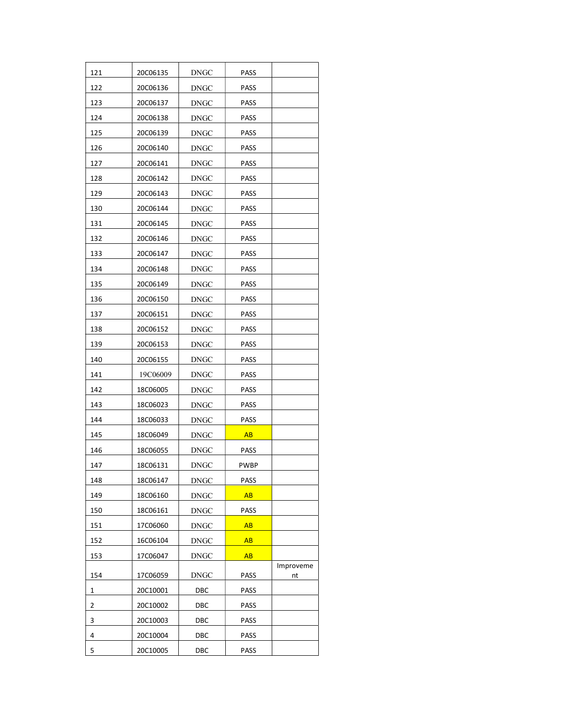| | | | | |
|---|---|---|---|---|
| 121 | 20C06135 | DNGC | PASS | |
| 122 | 20C06136 | DNGC | PASS | |
| 123 | 20C06137 | DNGC | PASS | |
| 124 | 20C06138 | DNGC | PASS | |
| 125 | 20C06139 | DNGC | PASS | |
| 126 | 20C06140 | DNGC | PASS | |
| 127 | 20C06141 | DNGC | PASS | |
| 128 | 20C06142 | DNGC | PASS | |
| 129 | 20C06143 | DNGC | PASS | |
| 130 | 20C06144 | DNGC | PASS | |
| 131 | 20C06145 | DNGC | PASS | |
| 132 | 20C06146 | DNGC | PASS | |
| 133 | 20C06147 | DNGC | PASS | |
| 134 | 20C06148 | DNGC | PASS | |
| 135 | 20C06149 | DNGC | PASS | |
| 136 | 20C06150 | DNGC | PASS | |
| 137 | 20C06151 | DNGC | PASS | |
| 138 | 20C06152 | DNGC | PASS | |
| 139 | 20C06153 | DNGC | PASS | |
| 140 | 20C06155 | DNGC | PASS | |
| 141 | 19C06009 | DNGC | PASS | |
| 142 | 18C06005 | DNGC | PASS | |
| 143 | 18C06023 | DNGC | PASS | |
| 144 | 18C06033 | DNGC | PASS | |
| 145 | 18C06049 | DNGC | AB | |
| 146 | 18C06055 | DNGC | PASS | |
| 147 | 18C06131 | DNGC | PWBP | |
| 148 | 18C06147 | DNGC | PASS | |
| 149 | 18C06160 | DNGC | AB | |
| 150 | 18C06161 | DNGC | PASS | |
| 151 | 17C06060 | DNGC | AB | |
| 152 | 16C06104 | DNGC | AB | |
| 153 | 17C06047 | DNGC | AB | |
| 154 | 17C06059 | DNGC | PASS | Improvement |
| 1 | 20C10001 | DBC | PASS | |
| 2 | 20C10002 | DBC | PASS | |
| 3 | 20C10003 | DBC | PASS | |
| 4 | 20C10004 | DBC | PASS | |
| 5 | 20C10005 | DBC | PASS | |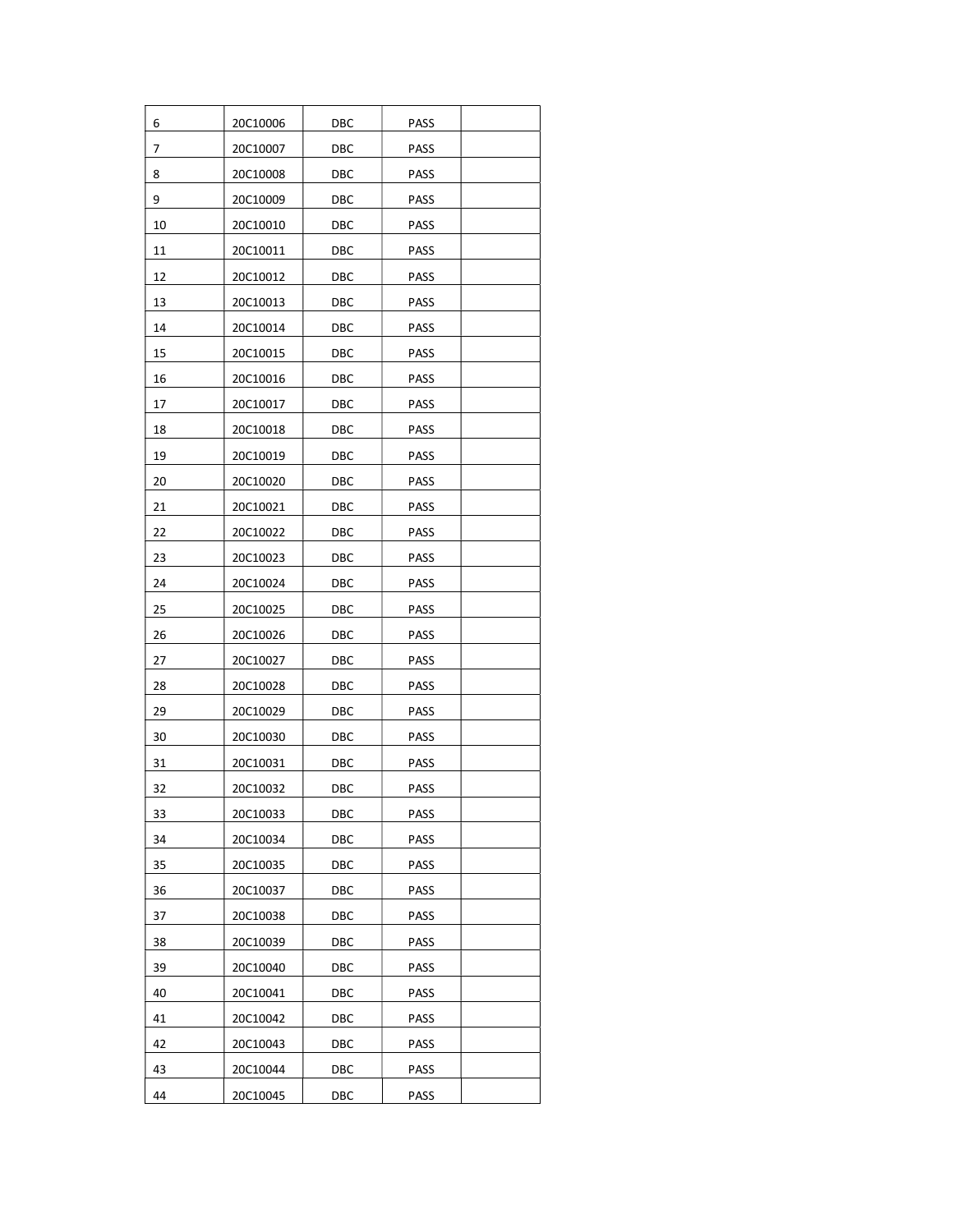| 6 | 20C10006 | DBC | PASS | |
|---|---|---|---|---|
| 7 | 20C10007 | DBC | PASS | |
| 8 | 20C10008 | DBC | PASS | |
| 9 | 20C10009 | DBC | PASS | |
| 10 | 20C10010 | DBC | PASS | |
| 11 | 20C10011 | DBC | PASS | |
| 12 | 20C10012 | DBC | PASS | |
| 13 | 20C10013 | DBC | PASS | |
| 14 | 20C10014 | DBC | PASS | |
| 15 | 20C10015 | DBC | PASS | |
| 16 | 20C10016 | DBC | PASS | |
| 17 | 20C10017 | DBC | PASS | |
| 18 | 20C10018 | DBC | PASS | |
| 19 | 20C10019 | DBC | PASS | |
| 20 | 20C10020 | DBC | PASS | |
| 21 | 20C10021 | DBC | PASS | |
| 22 | 20C10022 | DBC | PASS | |
| 23 | 20C10023 | DBC | PASS | |
| 24 | 20C10024 | DBC | PASS | |
| 25 | 20C10025 | DBC | PASS | |
| 26 | 20C10026 | DBC | PASS | |
| 27 | 20C10027 | DBC | PASS | |
| 28 | 20C10028 | DBC | PASS | |
| 29 | 20C10029 | DBC | PASS | |
| 30 | 20C10030 | DBC | PASS | |
| 31 | 20C10031 | DBC | PASS | |
| 32 | 20C10032 | DBC | PASS | |
| 33 | 20C10033 | DBC | PASS | |
| 34 | 20C10034 | DBC | PASS | |
| 35 | 20C10035 | DBC | PASS | |
| 36 | 20C10037 | DBC | PASS | |
| 37 | 20C10038 | DBC | PASS | |
| 38 | 20C10039 | DBC | PASS | |
| 39 | 20C10040 | DBC | PASS | |
| 40 | 20C10041 | DBC | PASS | |
| 41 | 20C10042 | DBC | PASS | |
| 42 | 20C10043 | DBC | PASS | |
| 43 | 20C10044 | DBC | PASS | |
| 44 | 20C10045 | DBC | PASS | |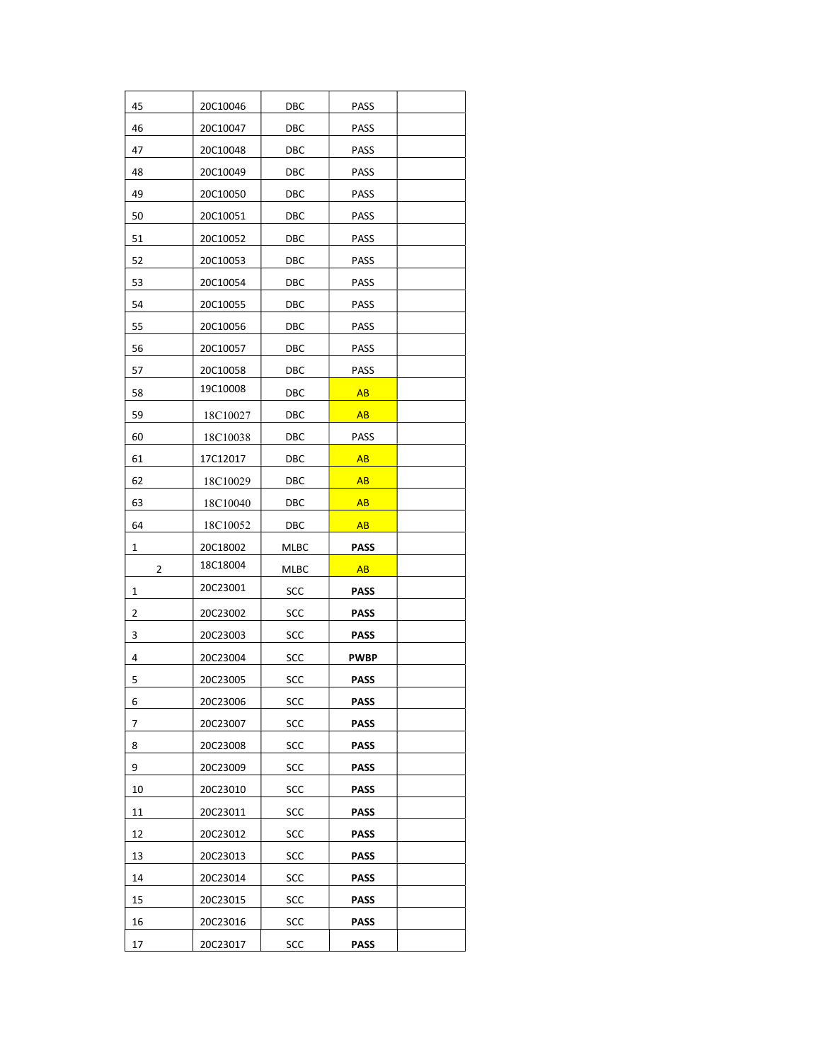| | | | | |
|---|---|---|---|---|
| 45 | 20C10046 | DBC | PASS | |
| 46 | 20C10047 | DBC | PASS | |
| 47 | 20C10048 | DBC | PASS | |
| 48 | 20C10049 | DBC | PASS | |
| 49 | 20C10050 | DBC | PASS | |
| 50 | 20C10051 | DBC | PASS | |
| 51 | 20C10052 | DBC | PASS | |
| 52 | 20C10053 | DBC | PASS | |
| 53 | 20C10054 | DBC | PASS | |
| 54 | 20C10055 | DBC | PASS | |
| 55 | 20C10056 | DBC | PASS | |
| 56 | 20C10057 | DBC | PASS | |
| 57 | 20C10058 | DBC | PASS | |
| 58 | 19C10008 | DBC | AB | |
| 59 | 18C10027 | DBC | AB | |
| 60 | 18C10038 | DBC | PASS | |
| 61 | 17C12017 | DBC | AB | |
| 62 | 18C10029 | DBC | AB | |
| 63 | 18C10040 | DBC | AB | |
| 64 | 18C10052 | DBC | AB | |
| 1 | 20C18002 | MLBC | **PASS** | |
| 2 | 18C18004 | MLBC | AB | |
| 1 | 20C23001 | SCC | **PASS** | |
| 2 | 20C23002 | SCC | **PASS** | |
| 3 | 20C23003 | SCC | **PASS** | |
| 4 | 20C23004 | SCC | **PWBP** | |
| 5 | 20C23005 | SCC | **PASS** | |
| 6 | 20C23006 | SCC | **PASS** | |
| 7 | 20C23007 | SCC | **PASS** | |
| 8 | 20C23008 | SCC | **PASS** | |
| 9 | 20C23009 | SCC | **PASS** | |
| 10 | 20C23010 | SCC | **PASS** | |
| 11 | 20C23011 | SCC | **PASS** | |
| 12 | 20C23012 | SCC | **PASS** | |
| 13 | 20C23013 | SCC | **PASS** | |
| 14 | 20C23014 | SCC | **PASS** | |
| 15 | 20C23015 | SCC | **PASS** | |
| 16 | 20C23016 | SCC | **PASS** | |
| 17 | 20C23017 | SCC | **PASS** | |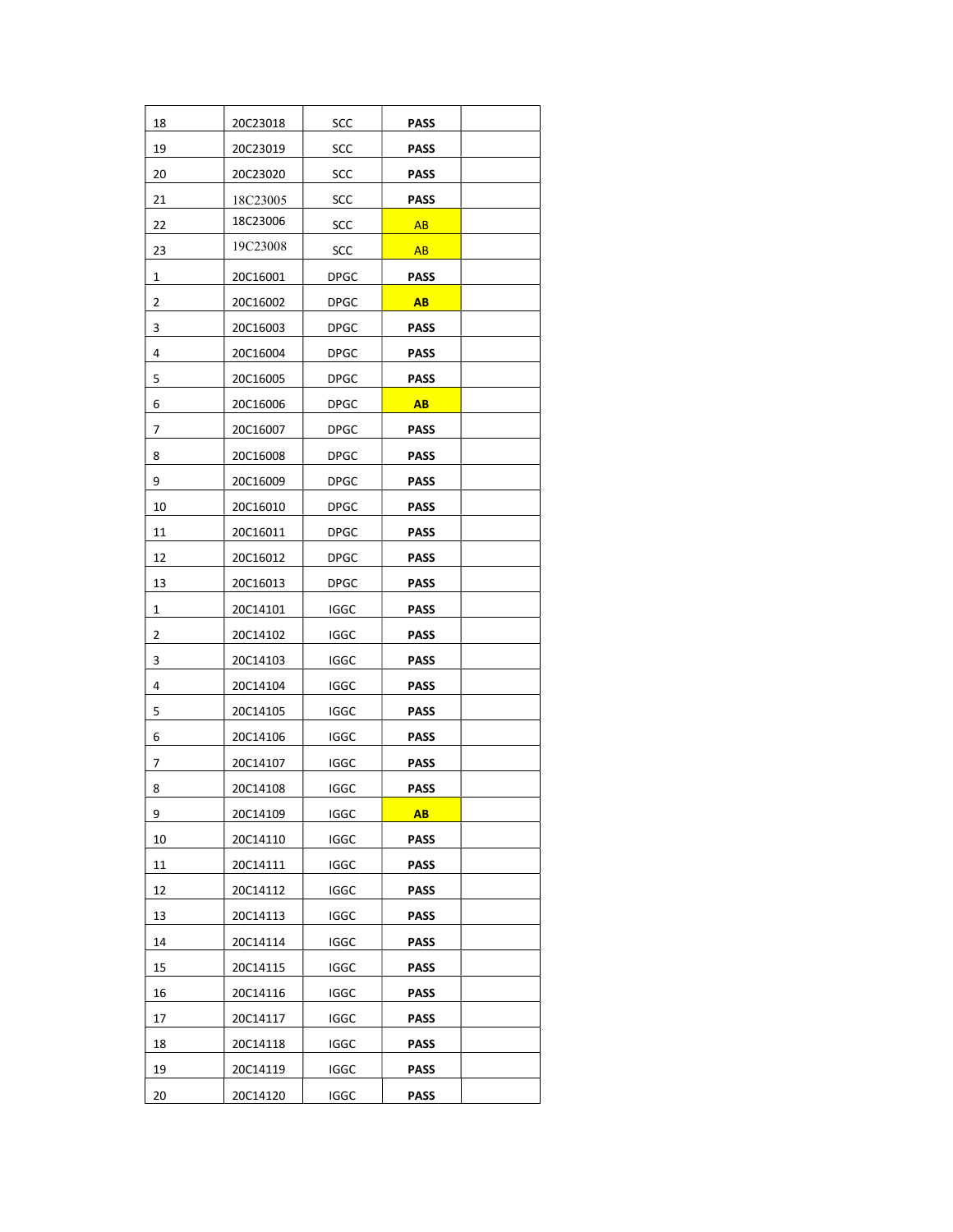| | | | | |
|---|---|---|---|---|
| 18 | 20C23018 | SCC | **PASS** | |
| 19 | 20C23019 | SCC | **PASS** | |
| 20 | 20C23020 | SCC | **PASS** | |
| 21 | 18C23005 | SCC | **PASS** | |
| 22 | 18C23006 | SCC | AB | |
| 23 | 19C23008 | SCC | AB | |
| 1 | 20C16001 | DPGC | **PASS** | |
| 2 | 20C16002 | DPGC | **AB** | |
| 3 | 20C16003 | DPGC | **PASS** | |
| 4 | 20C16004 | DPGC | **PASS** | |
| 5 | 20C16005 | DPGC | **PASS** | |
| 6 | 20C16006 | DPGC | **AB** | |
| 7 | 20C16007 | DPGC | **PASS** | |
| 8 | 20C16008 | DPGC | **PASS** | |
| 9 | 20C16009 | DPGC | **PASS** | |
| 10 | 20C16010 | DPGC | **PASS** | |
| 11 | 20C16011 | DPGC | **PASS** | |
| 12 | 20C16012 | DPGC | **PASS** | |
| 13 | 20C16013 | DPGC | **PASS** | |
| 1 | 20C14101 | IGGC | **PASS** | |
| 2 | 20C14102 | IGGC | **PASS** | |
| 3 | 20C14103 | IGGC | **PASS** | |
| 4 | 20C14104 | IGGC | **PASS** | |
| 5 | 20C14105 | IGGC | **PASS** | |
| 6 | 20C14106 | IGGC | **PASS** | |
| 7 | 20C14107 | IGGC | **PASS** | |
| 8 | 20C14108 | IGGC | **PASS** | |
| 9 | 20C14109 | IGGC | **AB** | |
| 10 | 20C14110 | IGGC | **PASS** | |
| 11 | 20C14111 | IGGC | **PASS** | |
| 12 | 20C14112 | IGGC | **PASS** | |
| 13 | 20C14113 | IGGC | **PASS** | |
| 14 | 20C14114 | IGGC | **PASS** | |
| 15 | 20C14115 | IGGC | **PASS** | |
| 16 | 20C14116 | IGGC | **PASS** | |
| 17 | 20C14117 | IGGC | **PASS** | |
| 18 | 20C14118 | IGGC | **PASS** | |
| 19 | 20C14119 | IGGC | **PASS** | |
| 20 | 20C14120 | IGGC | **PASS** | |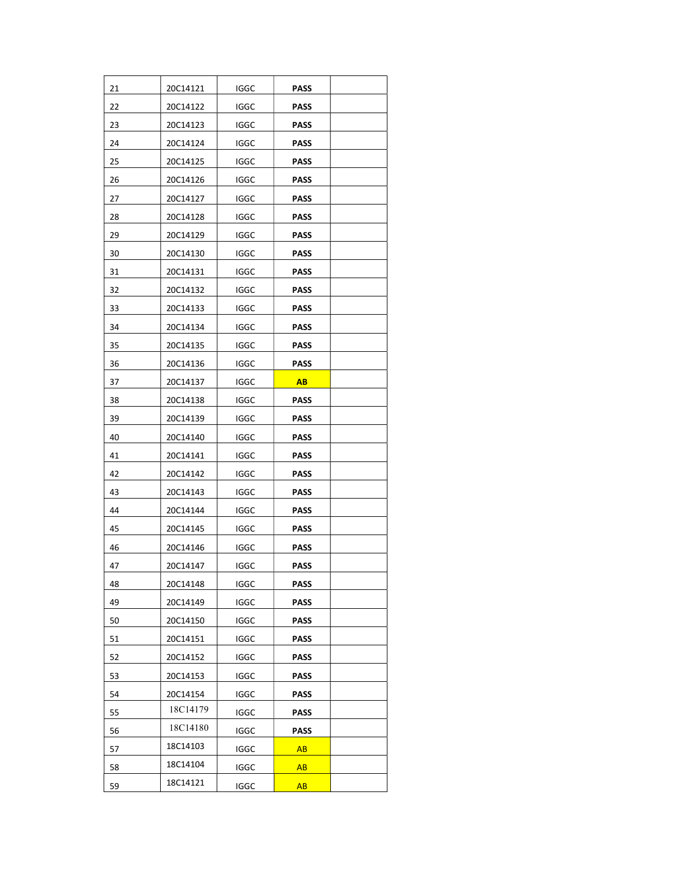| | | | | |
|---|---|---|---|---|
| 21 | 20C14121 | IGGC | **PASS** | |
| 22 | 20C14122 | IGGC | **PASS** | |
| 23 | 20C14123 | IGGC | **PASS** | |
| 24 | 20C14124 | IGGC | **PASS** | |
| 25 | 20C14125 | IGGC | **PASS** | |
| 26 | 20C14126 | IGGC | **PASS** | |
| 27 | 20C14127 | IGGC | **PASS** | |
| 28 | 20C14128 | IGGC | **PASS** | |
| 29 | 20C14129 | IGGC | **PASS** | |
| 30 | 20C14130 | IGGC | **PASS** | |
| 31 | 20C14131 | IGGC | **PASS** | |
| 32 | 20C14132 | IGGC | **PASS** | |
| 33 | 20C14133 | IGGC | **PASS** | |
| 34 | 20C14134 | IGGC | **PASS** | |
| 35 | 20C14135 | IGGC | **PASS** | |
| 36 | 20C14136 | IGGC | **PASS** | |
| 37 | 20C14137 | IGGC | **AB** | |
| 38 | 20C14138 | IGGC | **PASS** | |
| 39 | 20C14139 | IGGC | **PASS** | |
| 40 | 20C14140 | IGGC | **PASS** | |
| 41 | 20C14141 | IGGC | **PASS** | |
| 42 | 20C14142 | IGGC | **PASS** | |
| 43 | 20C14143 | IGGC | **PASS** | |
| 44 | 20C14144 | IGGC | **PASS** | |
| 45 | 20C14145 | IGGC | **PASS** | |
| 46 | 20C14146 | IGGC | **PASS** | |
| 47 | 20C14147 | IGGC | **PASS** | |
| 48 | 20C14148 | IGGC | **PASS** | |
| 49 | 20C14149 | IGGC | **PASS** | |
| 50 | 20C14150 | IGGC | **PASS** | |
| 51 | 20C14151 | IGGC | **PASS** | |
| 52 | 20C14152 | IGGC | **PASS** | |
| 53 | 20C14153 | IGGC | **PASS** | |
| 54 | 20C14154 | IGGC | **PASS** | |
| 55 | 18C14179 | IGGC | **PASS** | |
| 56 | 18C14180 | IGGC | **PASS** | |
| 57 | 18C14103 | IGGC | AB | |
| 58 | 18C14104 | IGGC | AB | |
| 59 | 18C14121 | IGGC | AB | |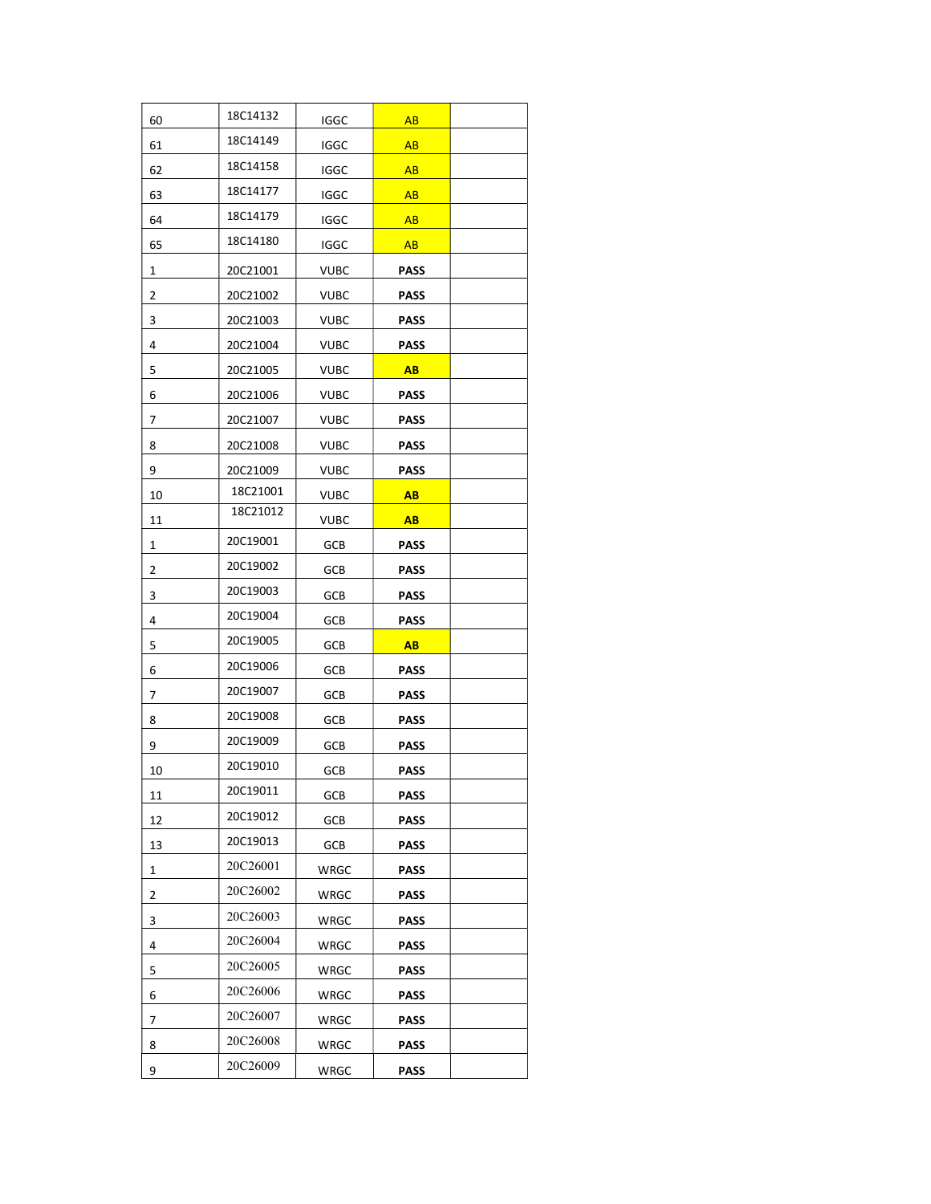| | | | | |
|---|---|---|---|---|
| 60 | 18C14132 | IGGC | AB | |
| 61 | 18C14149 | IGGC | AB | |
| 62 | 18C14158 | IGGC | AB | |
| 63 | 18C14177 | IGGC | AB | |
| 64 | 18C14179 | IGGC | AB | |
| 65 | 18C14180 | IGGC | AB | |
| 1 | 20C21001 | VUBC | **PASS** | |
| 2 | 20C21002 | VUBC | **PASS** | |
| 3 | 20C21003 | VUBC | **PASS** | |
| 4 | 20C21004 | VUBC | **PASS** | |
| 5 | 20C21005 | VUBC | **AB** | |
| 6 | 20C21006 | VUBC | **PASS** | |
| 7 | 20C21007 | VUBC | **PASS** | |
| 8 | 20C21008 | VUBC | **PASS** | |
| 9 | 20C21009 | VUBC | **PASS** | |
| 10 | 18C21001 | VUBC | **AB** | |
| 11 | 18C21012 | VUBC | **AB** | |
| 1 | 20C19001 | GCB | **PASS** | |
| 2 | 20C19002 | GCB | **PASS** | |
| 3 | 20C19003 | GCB | **PASS** | |
| 4 | 20C19004 | GCB | **PASS** | |
| 5 | 20C19005 | GCB | **AB** | |
| 6 | 20C19006 | GCB | **PASS** | |
| 7 | 20C19007 | GCB | **PASS** | |
| 8 | 20C19008 | GCB | **PASS** | |
| 9 | 20C19009 | GCB | **PASS** | |
| 10 | 20C19010 | GCB | **PASS** | |
| 11 | 20C19011 | GCB | **PASS** | |
| 12 | 20C19012 | GCB | **PASS** | |
| 13 | 20C19013 | GCB | **PASS** | |
| 1 | 20C26001 | WRGC | **PASS** | |
| 2 | 20C26002 | WRGC | **PASS** | |
| 3 | 20C26003 | WRGC | **PASS** | |
| 4 | 20C26004 | WRGC | **PASS** | |
| 5 | 20C26005 | WRGC | **PASS** | |
| 6 | 20C26006 | WRGC | **PASS** | |
| 7 | 20C26007 | WRGC | **PASS** | |
| 8 | 20C26008 | WRGC | **PASS** | |
| 9 | 20C26009 | WRGC | **PASS** | |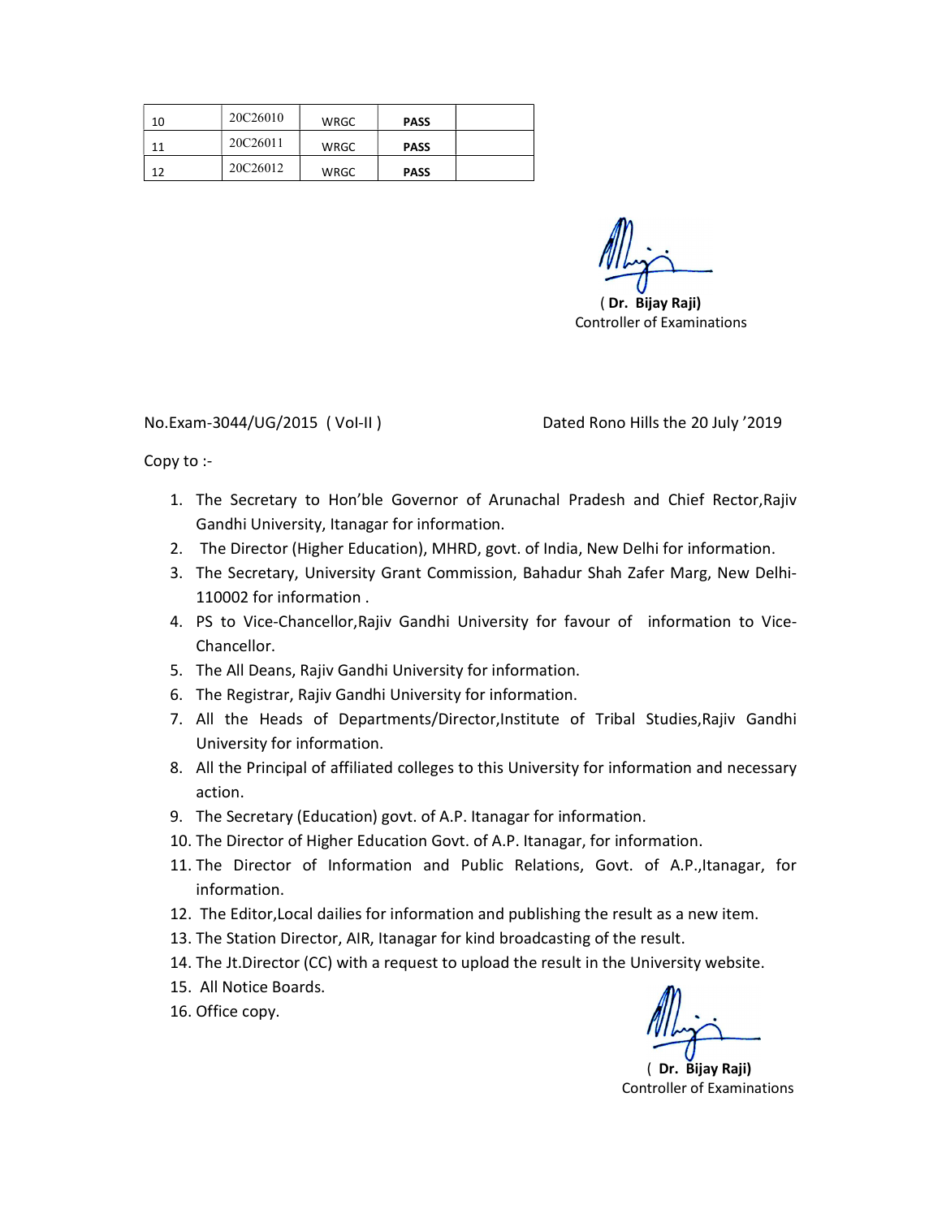| | | | | |
|---|---|---|---|---|
| 10 | 20C26010 | WRGC | **PASS** | |
| 11 | 20C26011 | WRGC | **PASS** | |
| 12 | 20C26012 | WRGC | **PASS** | |

**( Dr. Bijay Raji)**
Controller of Examinations

No.Exam-3044/UG/2015 ( Vol-II ) Dated Rono Hills the 20 July '2019

Copy to :-

1. The Secretary to Hon'ble Governor of Arunachal Pradesh and Chief Rector,Rajiv Gandhi University, Itanagar for information.
2. The Director (Higher Education), MHRD, govt. of India, New Delhi for information.
3. The Secretary, University Grant Commission, Bahadur Shah Zafer Marg, New Delhi-110002 for information .
4. PS to Vice-Chancellor,Rajiv Gandhi University for favour of information to Vice-Chancellor.
5. The All Deans, Rajiv Gandhi University for information.
6. The Registrar, Rajiv Gandhi University for information.
7. All the Heads of Departments/Director,Institute of Tribal Studies,Rajiv Gandhi University for information.
8. All the Principal of affiliated colleges to this University for information and necessary action.
9. The Secretary (Education) govt. of A.P. Itanagar for information.
10. The Director of Higher Education Govt. of A.P. Itanagar, for information.
11. The Director of Information and Public Relations, Govt. of A.P.,Itanagar, for information.
12. The Editor,Local dailies for information and publishing the result as a new item.
13. The Station Director, AIR, Itanagar for kind broadcasting of the result.
14. The Jt.Director (CC) with a request to upload the result in the University website.
15. All Notice Boards.
16. Office copy.

**( Dr. Bijay Raji)**
Controller of Examinations